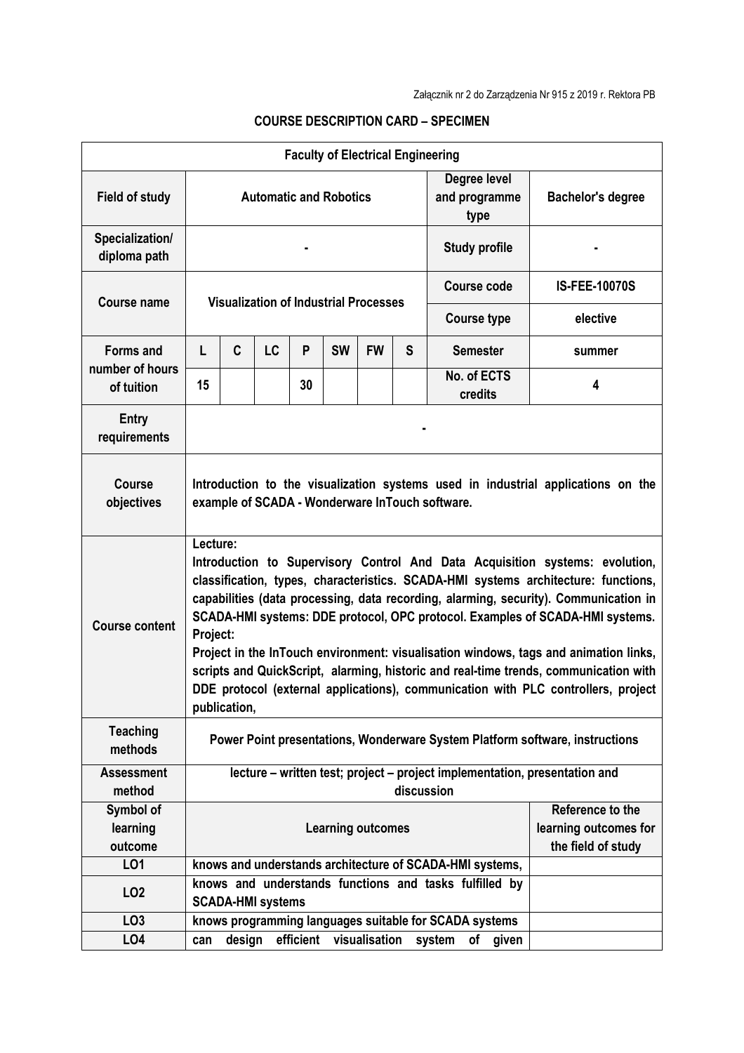Załącznik nr 2 do Zarządzenia Nr 915 z 2019 r. Rektora PB

## COURSE DESCRIPTION CARD – SPECIMEN

| **Faculty of Electrical Engineering** | | | | | | | | | |
|---|---|---|---|---|---|---|---|---|---|
| **Field of study** | **Automatic and Robotics** | | | | | | | **Degree level and programme type** | **Bachelor's degree** |
| **Specialization/ diploma path** | **-** | | | | | | | **Study profile** | **-** |
| **Course name** | **Visualization of Industrial Processes** | | | | | | | **Course code** | **IS-FEE-10070S** |
| | | | | | | | | **Course type** | **elective** |
| **Forms and number of hours of tuition** | **L** | **C** | **LC** | **P** | **SW** | **FW** | **S** | **Semester** | **summer** |
| | **15** | | | **30** | | | | **No. of ECTS credits** | **4** |
| **Entry requirements** | **-** | | | | | | | | |
| **Course objectives** | **Introduction to the visualization systems used in industrial applications on the example of SCADA - Wonderware InTouch software.** | | | | | | | | |
| **Course content** | **Lecture:** **Introduction to Supervisory Control And Data Acquisition systems: evolution, classification, types, characteristics. SCADA-HMI systems architecture: functions, capabilities (data processing, data recording, alarming, security). Communication in SCADA-HMI systems: DDE protocol, OPC protocol. Examples of SCADA-HMI systems.** **Project:** **Project in the InTouch environment: visualisation windows, tags and animation links, scripts and QuickScript, alarming, historic and real-time trends, communication with DDE protocol (external applications), communication with PLC controllers, project publication,** | | | | | | | | |
| **Teaching methods** | **Power Point presentations, Wonderware System Platform software, instructions** | | | | | | | | |
| **Assessment method** | **lecture – written test; project – project implementation, presentation and discussion** | | | | | | | | |
| **Symbol of learning outcome** | **Learning outcomes** | | | | | | | | **Reference to the learning outcomes for the field of study** |
| **LO1** | **knows and understands architecture of SCADA-HMI systems,** | | | | | | | | |
| **LO2** | **knows and understands functions and tasks fulfilled by SCADA-HMI systems** | | | | | | | | |
| **LO3** | **knows programming languages suitable for SCADA systems** | | | | | | | | |
| **LO4** | **can design efficient visualisation system of given** | | | | | | | | |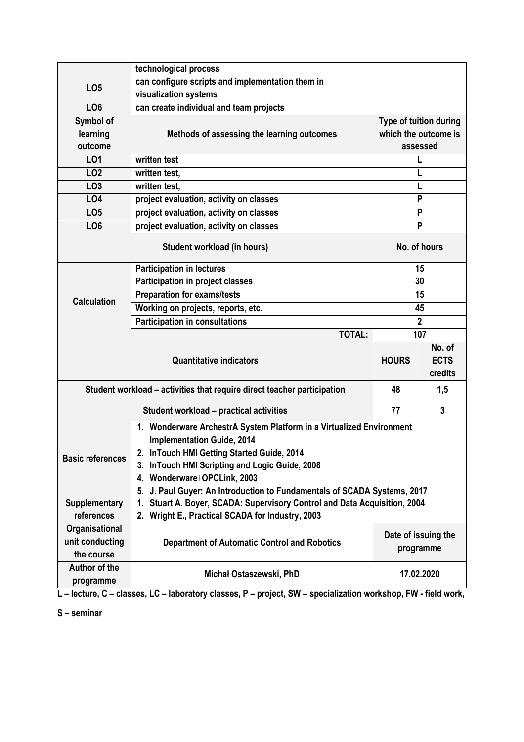| | | | |
|---|---|---|---|
| | technological process | | |
| LO5 | can configure scripts and implementation them in visualization systems | | |
| LO6 | can create individual and team projects | | |
| Symbol of learning outcome | Methods of assessing the learning outcomes | Type of tuition during which the outcome is assessed | |
| LO1 | written test | L | |
| LO2 | written test, | L | |
| LO3 | written test, | L | |
| LO4 | project evaluation, activity on classes | P | |
| LO5 | project evaluation, activity on classes | P | |
| LO6 | project evaluation, activity on classes | P | |
| Student workload (in hours) | | No. of hours | |
| Calculation | Participation in lectures | 15 | |
| | Participation in project classes | 30 | |
| | Preparation for exams/tests | 15 | |
| | Working on projects, reports, etc. | 45 | |
| | Participation in consultations | 2 | |
| | TOTAL: | 107 | |
| Quantitative indicators | | HOURS | No. of ECTS credits |
| Student workload – activities that require direct teacher participation | | 48 | 1,5 |
| Student workload – practical activities | | 77 | 3 |
| Basic references | 1. Wonderware ArchestrA System Platform in a Virtualized Environment Implementation Guide, 2014<br>2. InTouch HMI Getting Started Guide, 2014<br>3. InTouch HMI Scripting and Logic Guide, 2008<br>4. Wonderware OPCLink, 2003<br>5. J. Paul Guyer: An Introduction to Fundamentals of SCADA Systems, 2017 | | |
| Supplementary references | 1. Stuart A. Boyer, SCADA: Supervisory Control and Data Acquisition, 2004<br>2. Wright E., Practical SCADA for Industry, 2003 | | |
| Organisational unit conducting the course | Department of Automatic Control and Robotics | Date of issuing the programme | |
| Author of the programme | Michał Ostaszewski, PhD | 17.02.2020 | |

**L – lecture, C – classes, LC – laboratory classes, P – project, SW – specialization workshop, FW - field work, S – seminar**